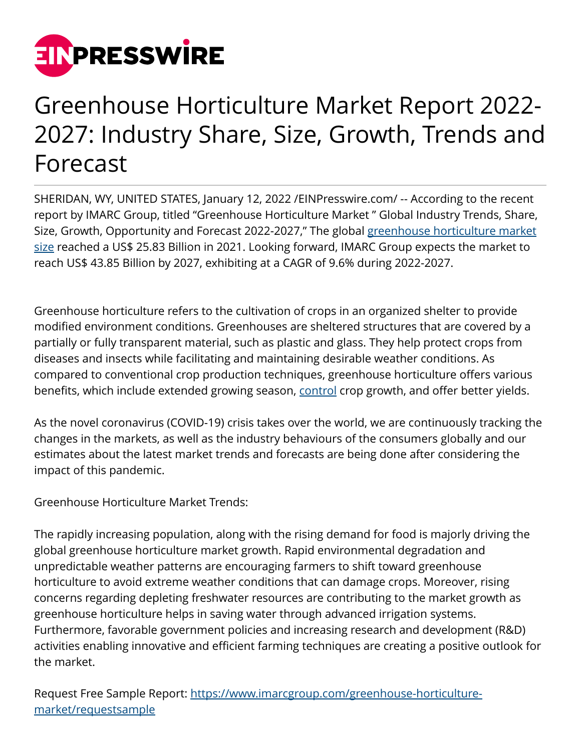# Greenhouse Horticulture Market Report 2022-2027: Industry Share, Size, Growth, Trends and Forecast

SHERIDAN, WY, UNITED STATES, January 12, 2022 /EINPresswire.com/ -- According to the recent report by IMARC Group, titled “Greenhouse Horticulture Market ” Global Industry Trends, Share, Size, Growth, Opportunity and Forecast 2022-2027,” The global [greenhouse horticulture market size](https://www.imarcgroup.com/greenhouse-horticulture-market) reached a US$ 25.83 Billion in 2021. Looking forward, IMARC Group expects the market to reach US$ 43.85 Billion by 2027, exhibiting at a CAGR of 9.6% during 2022-2027.

Greenhouse horticulture refers to the cultivation of crops in an organized shelter to provide modified environment conditions. Greenhouses are sheltered structures that are covered by a partially or fully transparent material, such as plastic and glass. They help protect crops from diseases and insects while facilitating and maintaining desirable weather conditions. As compared to conventional crop production techniques, greenhouse horticulture offers various benefits, which include extended growing season, control crop growth, and offer better yields.

As the novel coronavirus (COVID-19) crisis takes over the world, we are continuously tracking the changes in the markets, as well as the industry behaviours of the consumers globally and our estimates about the latest market trends and forecasts are being done after considering the impact of this pandemic.

Greenhouse Horticulture Market Trends:

The rapidly increasing population, along with the rising demand for food is majorly driving the global greenhouse horticulture market growth. Rapid environmental degradation and unpredictable weather patterns are encouraging farmers to shift toward greenhouse horticulture to avoid extreme weather conditions that can damage crops. Moreover, rising concerns regarding depleting freshwater resources are contributing to the market growth as greenhouse horticulture helps in saving water through advanced irrigation systems. Furthermore, favorable government policies and increasing research and development (R&D) activities enabling innovative and efficient farming techniques are creating a positive outlook for the market.

Request Free Sample Report: https://www.imarcgroup.com/greenhouse-horticulture-market/requestsample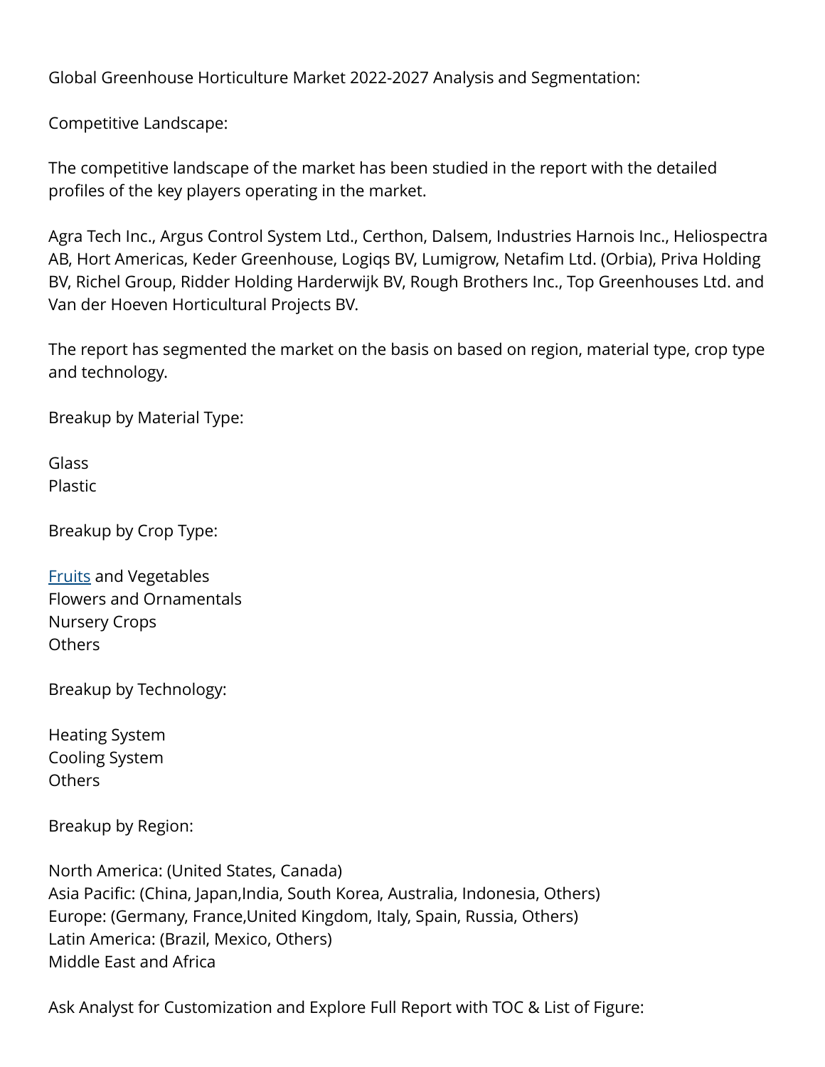Global Greenhouse Horticulture Market 2022-2027 Analysis and Segmentation:

Competitive Landscape:

The competitive landscape of the market has been studied in the report with the detailed profiles of the key players operating in the market.

Agra Tech Inc., Argus Control System Ltd., Certhon, Dalsem, Industries Harnois Inc., Heliospectra AB, Hort Americas, Keder Greenhouse, Logiqs BV, Lumigrow, Netafim Ltd. (Orbia), Priva Holding BV, Richel Group, Ridder Holding Harderwijk BV, Rough Brothers Inc., Top Greenhouses Ltd. and Van der Hoeven Horticultural Projects BV.

The report has segmented the market on the basis on based on region, material type, crop type and technology.

Breakup by Material Type:

Glass
Plastic

Breakup by Crop Type:

Fruits and Vegetables
Flowers and Ornamentals
Nursery Crops
Others

Breakup by Technology:

Heating System
Cooling System
Others

Breakup by Region:

North America: (United States, Canada)
Asia Pacific: (China, Japan,India, South Korea, Australia, Indonesia, Others)
Europe: (Germany, France,United Kingdom, Italy, Spain, Russia, Others)
Latin America: (Brazil, Mexico, Others)
Middle East and Africa

Ask Analyst for Customization and Explore Full Report with TOC & List of Figure: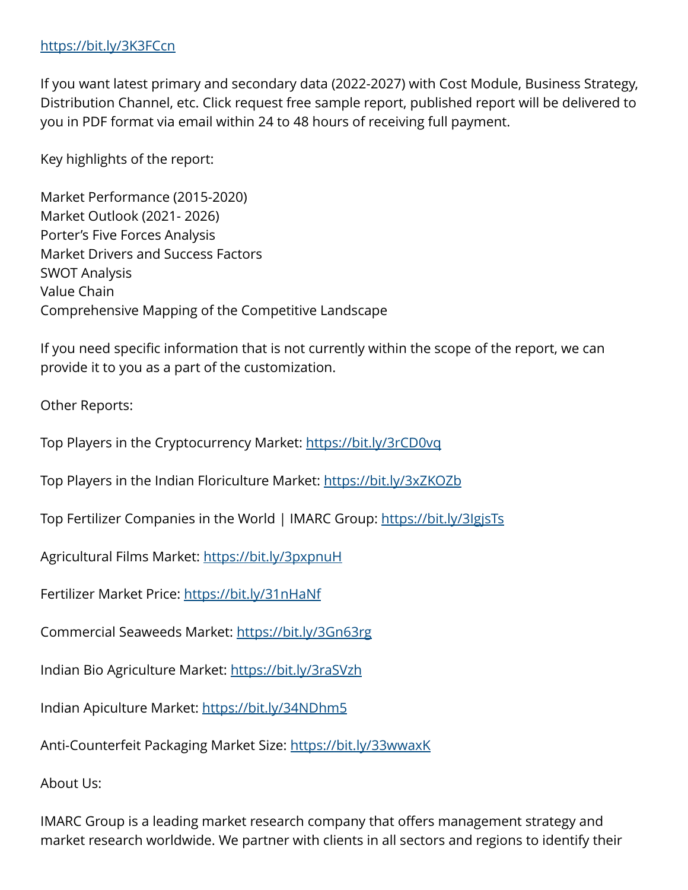https://bit.ly/3K3FCcn

If you want latest primary and secondary data (2022-2027) with Cost Module, Business Strategy, Distribution Channel, etc. Click request free sample report, published report will be delivered to you in PDF format via email within 24 to 48 hours of receiving full payment.

Key highlights of the report:

Market Performance (2015-2020)
Market Outlook (2021- 2026)
Porter's Five Forces Analysis
Market Drivers and Success Factors
SWOT Analysis
Value Chain
Comprehensive Mapping of the Competitive Landscape

If you need specific information that is not currently within the scope of the report, we can provide it to you as a part of the customization.

Other Reports:

Top Players in the Cryptocurrency Market: https://bit.ly/3rCD0vq

Top Players in the Indian Floriculture Market: https://bit.ly/3xZKOZb

Top Fertilizer Companies in the World | IMARC Group: https://bit.ly/3IgjsTs

Agricultural Films Market: https://bit.ly/3pxpnuH

Fertilizer Market Price: https://bit.ly/31nHaNf

Commercial Seaweeds Market: https://bit.ly/3Gn63rg

Indian Bio Agriculture Market: https://bit.ly/3raSVzh

Indian Apiculture Market: https://bit.ly/34NDhm5

Anti-Counterfeit Packaging Market Size: https://bit.ly/33wwaxK

About Us:

IMARC Group is a leading market research company that offers management strategy and market research worldwide. We partner with clients in all sectors and regions to identify their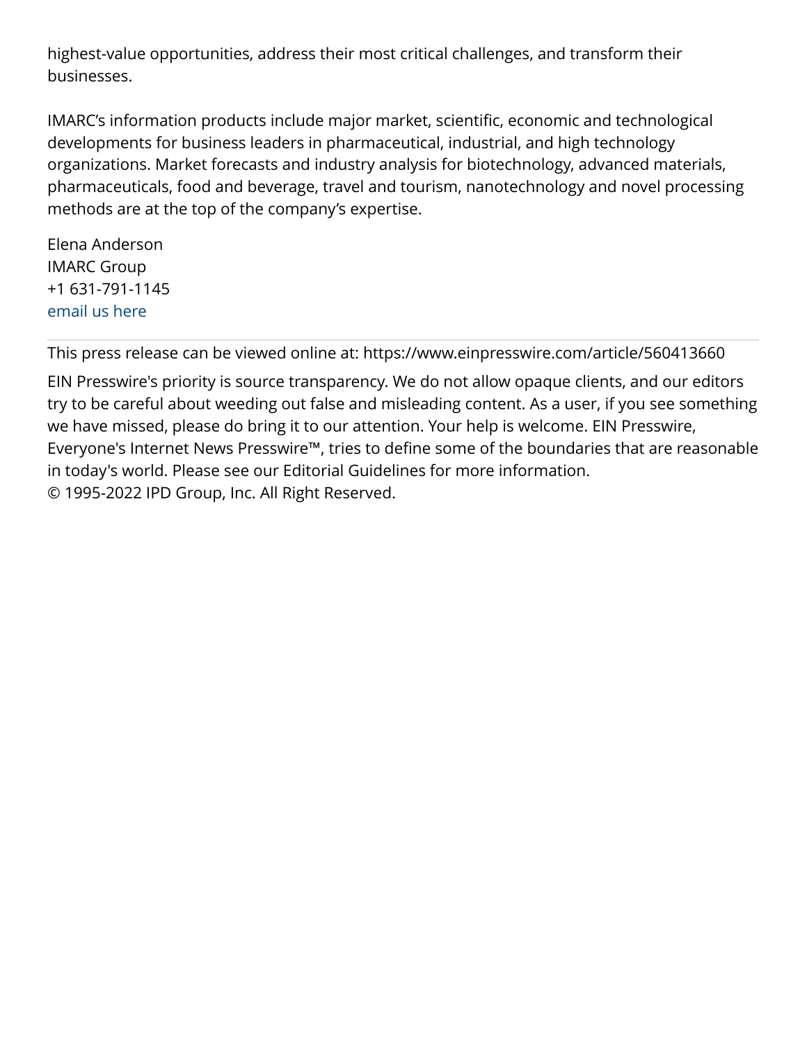highest-value opportunities, address their most critical challenges, and transform their businesses.

IMARC's information products include major market, scientific, economic and technological developments for business leaders in pharmaceutical, industrial, and high technology organizations. Market forecasts and industry analysis for biotechnology, advanced materials, pharmaceuticals, food and beverage, travel and tourism, nanotechnology and novel processing methods are at the top of the company's expertise.

Elena Anderson
IMARC Group
+1 631-791-1145
email us here

---

This press release can be viewed online at: https://www.einpresswire.com/article/560413660

EIN Presswire's priority is source transparency. We do not allow opaque clients, and our editors try to be careful about weeding out false and misleading content. As a user, if you see something we have missed, please do bring it to our attention. Your help is welcome. EIN Presswire, Everyone's Internet News Presswire™, tries to define some of the boundaries that are reasonable in today's world. Please see our Editorial Guidelines for more information.
© 1995-2022 IPD Group, Inc. All Right Reserved.